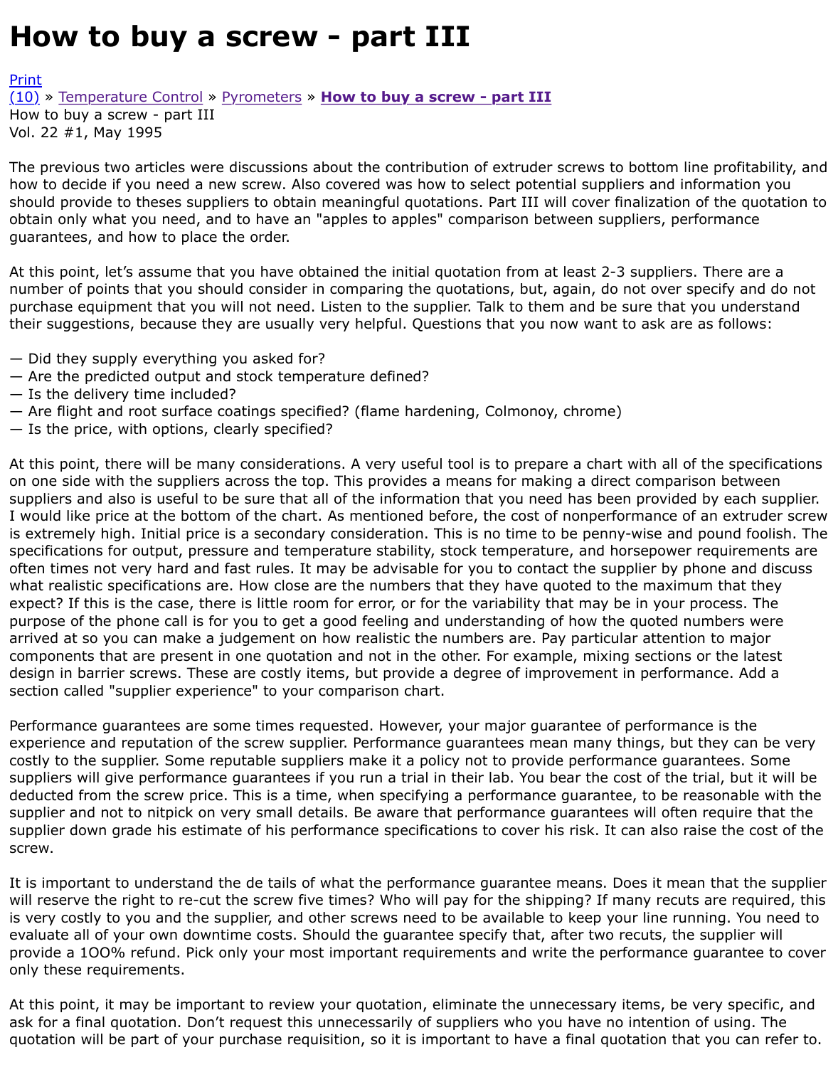# How to buy a screw - part III

Print
(10) » Temperature Control » Pyrometers » **How to buy a screw - part III**
How to buy a screw - part III
Vol. 22 #1, May 1995

The previous two articles were discussions about the contribution of extruder screws to bottom line profitability, and how to decide if you need a new screw. Also covered was how to select potential suppliers and information you should provide to theses suppliers to obtain meaningful quotations. Part III will cover finalization of the quotation to obtain only what you need, and to have an "apples to apples" comparison between suppliers, performance guarantees, and how to place the order.

At this point, let's assume that you have obtained the initial quotation from at least 2-3 suppliers. There are a number of points that you should consider in comparing the quotations, but, again, do not over specify and do not purchase equipment that you will not need. Listen to the supplier. Talk to them and be sure that you understand their suggestions, because they are usually very helpful. Questions that you now want to ask are as follows:

— Did they supply everything you asked for?
— Are the predicted output and stock temperature defined?
— Is the delivery time included?
— Are flight and root surface coatings specified? (flame hardening, Colmonoy, chrome)
— Is the price, with options, clearly specified?

At this point, there will be many considerations. A very useful tool is to prepare a chart with all of the specifications on one side with the suppliers across the top. This provides a means for making a direct comparison between suppliers and also is useful to be sure that all of the information that you need has been provided by each supplier. I would like price at the bottom of the chart. As mentioned before, the cost of nonperformance of an extruder screw is extremely high. Initial price is a secondary consideration. This is no time to be penny-wise and pound foolish. The specifications for output, pressure and temperature stability, stock temperature, and horsepower requirements are often times not very hard and fast rules. It may be advisable for you to contact the supplier by phone and discuss what realistic specifications are. How close are the numbers that they have quoted to the maximum that they expect? If this is the case, there is little room for error, or for the variability that may be in your process. The purpose of the phone call is for you to get a good feeling and understanding of how the quoted numbers were arrived at so you can make a judgement on how realistic the numbers are. Pay particular attention to major components that are present in one quotation and not in the other. For example, mixing sections or the latest design in barrier screws. These are costly items, but provide a degree of improvement in performance. Add a section called "supplier experience" to your comparison chart.

Performance guarantees are some times requested. However, your major guarantee of performance is the experience and reputation of the screw supplier. Performance guarantees mean many things, but they can be very costly to the supplier. Some reputable suppliers make it a policy not to provide performance guarantees. Some suppliers will give performance guarantees if you run a trial in their lab. You bear the cost of the trial, but it will be deducted from the screw price. This is a time, when specifying a performance guarantee, to be reasonable with the supplier and not to nitpick on very small details. Be aware that performance guarantees will often require that the supplier down grade his estimate of his performance specifications to cover his risk. It can also raise the cost of the screw.

It is important to understand the de tails of what the performance guarantee means. Does it mean that the supplier will reserve the right to re-cut the screw five times? Who will pay for the shipping? If many recuts are required, this is very costly to you and the supplier, and other screws need to be available to keep your line running. You need to evaluate all of your own downtime costs. Should the guarantee specify that, after two recuts, the supplier will provide a 1OO% refund. Pick only your most important requirements and write the performance guarantee to cover only these requirements.

At this point, it may be important to review your quotation, eliminate the unnecessary items, be very specific, and ask for a final quotation. Don't request this unnecessarily of suppliers who you have no intention of using. The quotation will be part of your purchase requisition, so it is important to have a final quotation that you can refer to.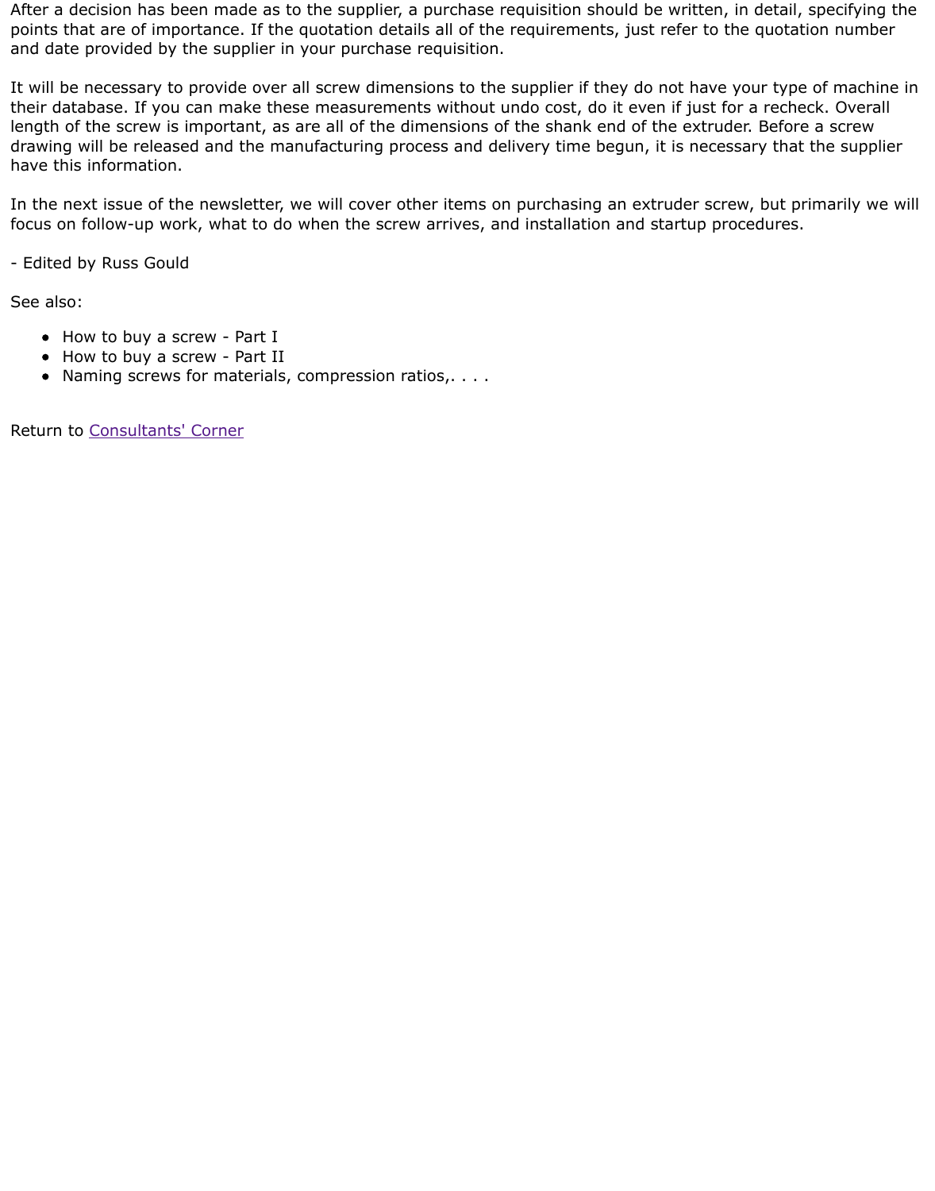After a decision has been made as to the supplier, a purchase requisition should be written, in detail, specifying the points that are of importance. If the quotation details all of the requirements, just refer to the quotation number and date provided by the supplier in your purchase requisition.

It will be necessary to provide over all screw dimensions to the supplier if they do not have your type of machine in their database. If you can make these measurements without undo cost, do it even if just for a recheck. Overall length of the screw is important, as are all of the dimensions of the shank end of the extruder. Before a screw drawing will be released and the manufacturing process and delivery time begun, it is necessary that the supplier have this information.

In the next issue of the newsletter, we will cover other items on purchasing an extruder screw, but primarily we will focus on follow-up work, what to do when the screw arrives, and installation and startup procedures.

- Edited by Russ Gould

See also:

- How to buy a screw - Part I
- How to buy a screw - Part II
- Naming screws for materials, compression ratios,. . . .

Return to Consultants' Corner